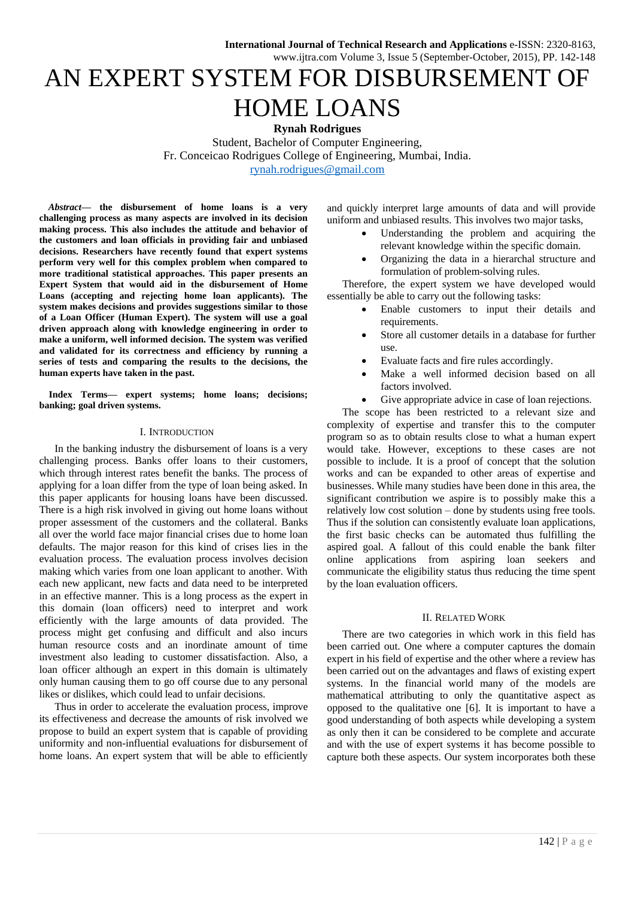# AN EXPERT SYSTEM FOR DISBURSEMENT OF HOME LOANS

**Rynah Rodrigues**

Student, Bachelor of Computer Engineering,
Fr. Conceicao Rodrigues College of Engineering, Mumbai, India.
rynah.rodrigues@gmail.com

***Abstract*— the disbursement of home loans is a very challenging process as many aspects are involved in its decision making process. This also includes the attitude and behavior of the customers and loan officials in providing fair and unbiased decisions. Researchers have recently found that expert systems perform very well for this complex problem when compared to more traditional statistical approaches. This paper presents an Expert System that would aid in the disbursement of Home Loans (accepting and rejecting home loan applicants). The system makes decisions and provides suggestions similar to those of a Loan Officer (Human Expert). The system will use a goal driven approach along with knowledge engineering in order to make a uniform, well informed decision. The system was verified and validated for its correctness and efficiency by running a series of tests and comparing the results to the decisions, the human experts have taken in the past.**

**Index Terms— expert systems; home loans; decisions; banking; goal driven systems.**

## I. Introduction

In the banking industry the disbursement of loans is a very challenging process. Banks offer loans to their customers, which through interest rates benefit the banks. The process of applying for a loan differ from the type of loan being asked. In this paper applicants for housing loans have been discussed. There is a high risk involved in giving out home loans without proper assessment of the customers and the collateral. Banks all over the world face major financial crises due to home loan defaults. The major reason for this kind of crises lies in the evaluation process. The evaluation process involves decision making which varies from one loan applicant to another. With each new applicant, new facts and data need to be interpreted in an effective manner. This is a long process as the expert in this domain (loan officers) need to interpret and work efficiently with the large amounts of data provided. The process might get confusing and difficult and also incurs human resource costs and an inordinate amount of time investment also leading to customer dissatisfaction. Also, a loan officer although an expert in this domain is ultimately only human causing them to go off course due to any personal likes or dislikes, which could lead to unfair decisions.

Thus in order to accelerate the evaluation process, improve its effectiveness and decrease the amounts of risk involved we propose to build an expert system that is capable of providing uniformity and non-influential evaluations for disbursement of home loans. An expert system that will be able to efficiently and quickly interpret large amounts of data and will provide uniform and unbiased results. This involves two major tasks,

- Understanding the problem and acquiring the relevant knowledge within the specific domain.
- Organizing the data in a hierarchal structure and formulation of problem-solving rules.

Therefore, the expert system we have developed would essentially be able to carry out the following tasks:

- Enable customers to input their details and requirements.
- Store all customer details in a database for further use.
- Evaluate facts and fire rules accordingly.
- Make a well informed decision based on all factors involved.
- Give appropriate advice in case of loan rejections.

The scope has been restricted to a relevant size and complexity of expertise and transfer this to the computer program so as to obtain results close to what a human expert would take. However, exceptions to these cases are not possible to include. It is a proof of concept that the solution works and can be expanded to other areas of expertise and businesses. While many studies have been done in this area, the significant contribution we aspire is to possibly make this a relatively low cost solution – done by students using free tools. Thus if the solution can consistently evaluate loan applications, the first basic checks can be automated thus fulfilling the aspired goal. A fallout of this could enable the bank filter online applications from aspiring loan seekers and communicate the eligibility status thus reducing the time spent by the loan evaluation officers.

## II. Related Work

There are two categories in which work in this field has been carried out. One where a computer captures the domain expert in his field of expertise and the other where a review has been carried out on the advantages and flaws of existing expert systems. In the financial world many of the models are mathematical attributing to only the quantitative aspect as opposed to the qualitative one [6]. It is important to have a good understanding of both aspects while developing a system as only then it can be considered to be complete and accurate and with the use of expert systems it has become possible to capture both these aspects. Our system incorporates both these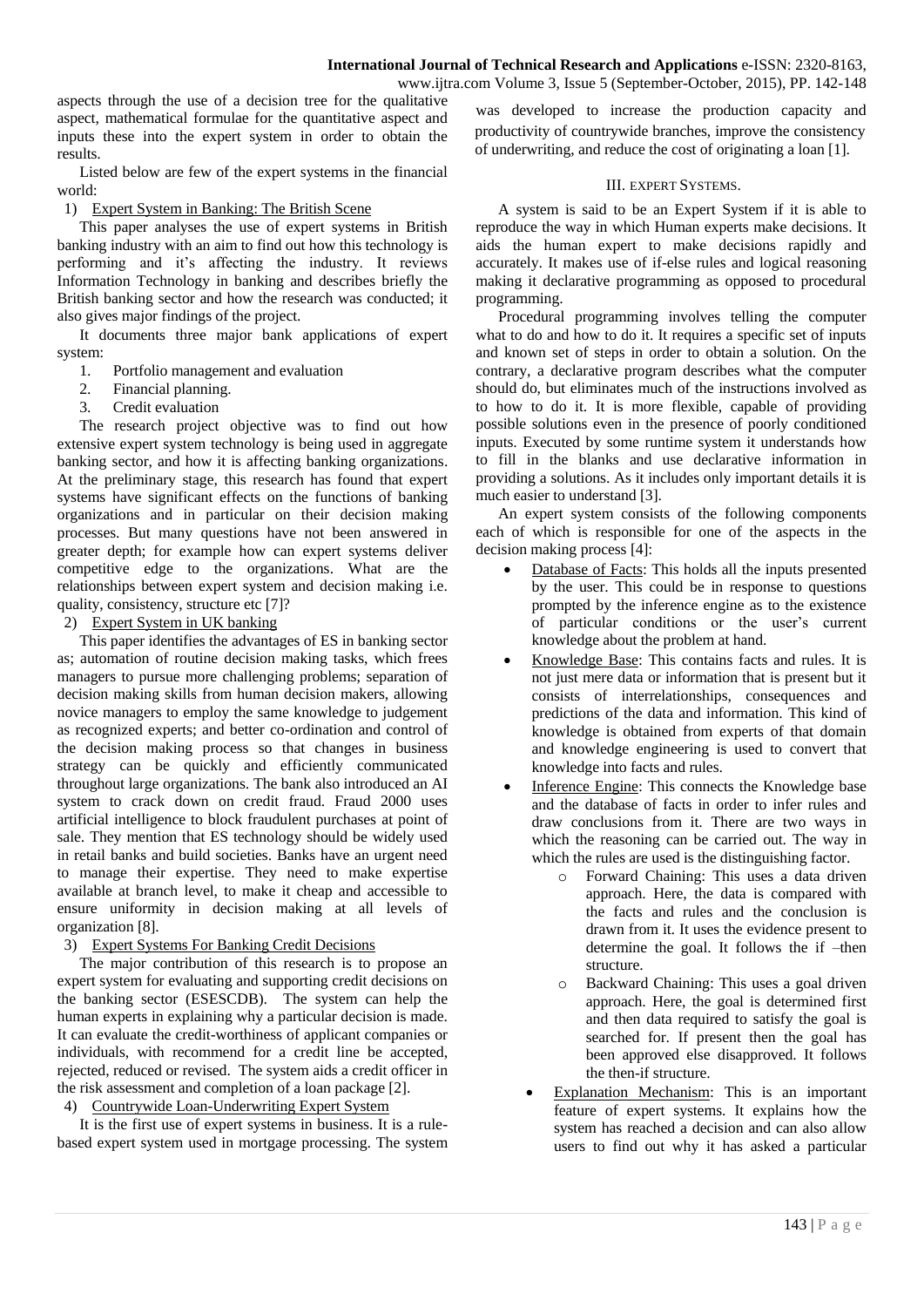aspects through the use of a decision tree for the qualitative aspect, mathematical formulae for the quantitative aspect and inputs these into the expert system in order to obtain the results.

Listed below are few of the expert systems in the financial world:

1) Expert System in Banking: The British Scene

This paper analyses the use of expert systems in British banking industry with an aim to find out how this technology is performing and it's affecting the industry. It reviews Information Technology in banking and describes briefly the British banking sector and how the research was conducted; it also gives major findings of the project.

It documents three major bank applications of expert system:

1. Portfolio management and evaluation
2. Financial planning.
3. Credit evaluation

The research project objective was to find out how extensive expert system technology is being used in aggregate banking sector, and how it is affecting banking organizations. At the preliminary stage, this research has found that expert systems have significant effects on the functions of banking organizations and in particular on their decision making processes. But many questions have not been answered in greater depth; for example how can expert systems deliver competitive edge to the organizations. What are the relationships between expert system and decision making i.e. quality, consistency, structure etc [7]?

2) Expert System in UK banking

This paper identifies the advantages of ES in banking sector as; automation of routine decision making tasks, which frees managers to pursue more challenging problems; separation of decision making skills from human decision makers, allowing novice managers to employ the same knowledge to judgement as recognized experts; and better co-ordination and control of the decision making process so that changes in business strategy can be quickly and efficiently communicated throughout large organizations. The bank also introduced an AI system to crack down on credit fraud. Fraud 2000 uses artificial intelligence to block fraudulent purchases at point of sale. They mention that ES technology should be widely used in retail banks and build societies. Banks have an urgent need to manage their expertise. They need to make expertise available at branch level, to make it cheap and accessible to ensure uniformity in decision making at all levels of organization [8].

3) Expert Systems For Banking Credit Decisions

The major contribution of this research is to propose an expert system for evaluating and supporting credit decisions on the banking sector (ESESCDB). The system can help the human experts in explaining why a particular decision is made. It can evaluate the credit-worthiness of applicant companies or individuals, with recommend for a credit line be accepted, rejected, reduced or revised. The system aids a credit officer in the risk assessment and completion of a loan package [2].

4) Countrywide Loan-Underwriting Expert System

It is the first use of expert systems in business. It is a rule-based expert system used in mortgage processing. The system was developed to increase the production capacity and productivity of countrywide branches, improve the consistency of underwriting, and reduce the cost of originating a loan [1].

## III. EXPERT SYSTEMS.

A system is said to be an Expert System if it is able to reproduce the way in which Human experts make decisions. It aids the human expert to make decisions rapidly and accurately. It makes use of if-else rules and logical reasoning making it declarative programming as opposed to procedural programming.

Procedural programming involves telling the computer what to do and how to do it. It requires a specific set of inputs and known set of steps in order to obtain a solution. On the contrary, a declarative program describes what the computer should do, but eliminates much of the instructions involved as to how to do it. It is more flexible, capable of providing possible solutions even in the presence of poorly conditioned inputs. Executed by some runtime system it understands how to fill in the blanks and use declarative information in providing a solutions. As it includes only important details it is much easier to understand [3].

An expert system consists of the following components each of which is responsible for one of the aspects in the decision making process [4]:

- Database of Facts: This holds all the inputs presented by the user. This could be in response to questions prompted by the inference engine as to the existence of particular conditions or the user's current knowledge about the problem at hand.
- Knowledge Base: This contains facts and rules. It is not just mere data or information that is present but it consists of interrelationships, consequences and predictions of the data and information. This kind of knowledge is obtained from experts of that domain and knowledge engineering is used to convert that knowledge into facts and rules.
- Inference Engine: This connects the Knowledge base and the database of facts in order to infer rules and draw conclusions from it. There are two ways in which the reasoning can be carried out. The way in which the rules are used is the distinguishing factor.
  - Forward Chaining: This uses a data driven approach. Here, the data is compared with the facts and rules and the conclusion is drawn from it. It uses the evidence present to determine the goal. It follows the if –then structure.
  - Backward Chaining: This uses a goal driven approach. Here, the goal is determined first and then data required to satisfy the goal is searched for. If present then the goal has been approved else disapproved. It follows the then-if structure.
- Explanation Mechanism: This is an important feature of expert systems. It explains how the system has reached a decision and can also allow users to find out why it has asked a particular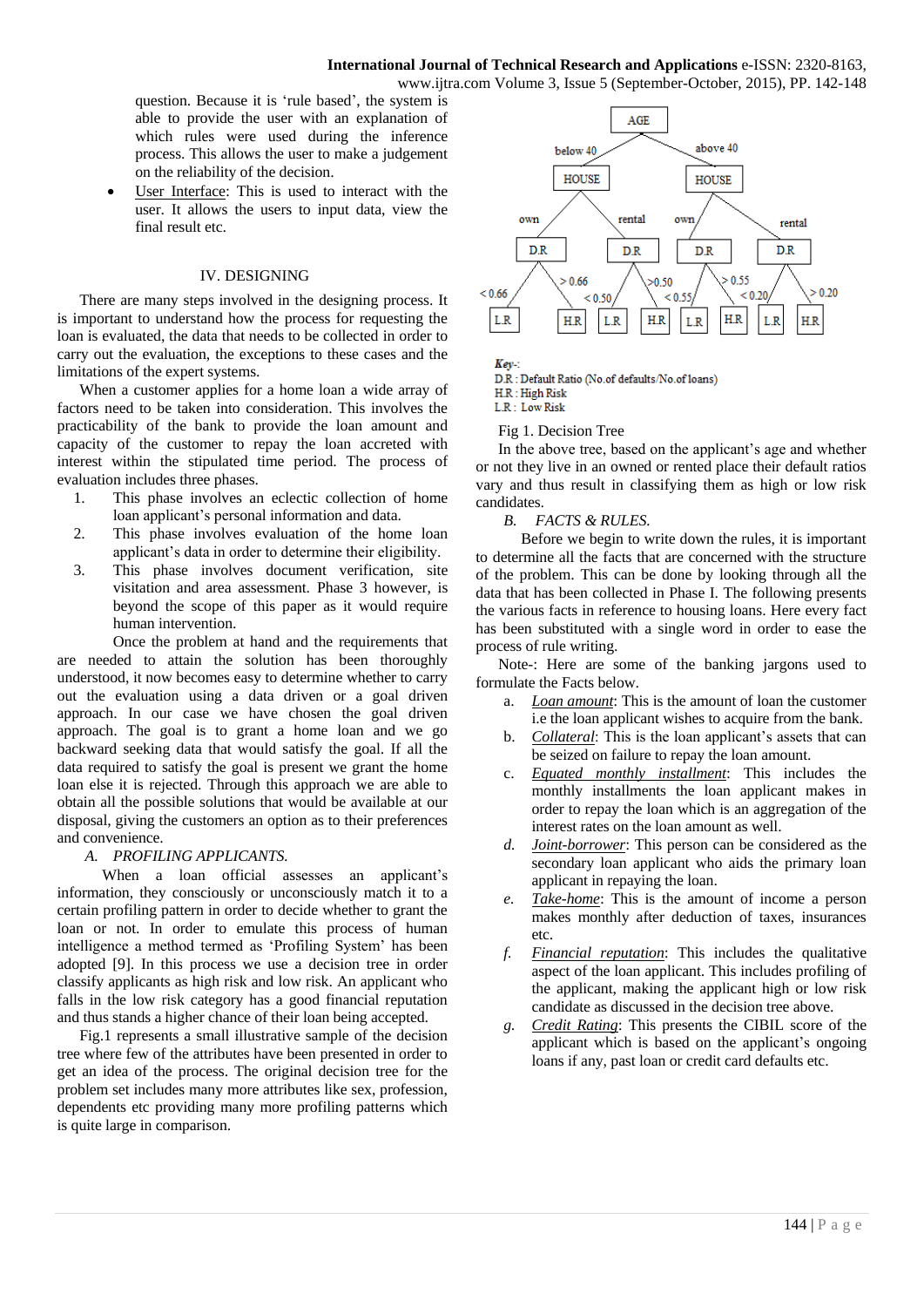question. Because it is 'rule based', the system is able to provide the user with an explanation of which rules were used during the inference process. This allows the user to make a judgement on the reliability of the decision.

- User Interface: This is used to interact with the user. It allows the users to input data, view the final result etc.

## IV. DESIGNING

There are many steps involved in the designing process. It is important to understand how the process for requesting the loan is evaluated, the data that needs to be collected in order to carry out the evaluation, the exceptions to these cases and the limitations of the expert systems.

When a customer applies for a home loan a wide array of factors need to be taken into consideration. This involves the practicability of the bank to provide the loan amount and capacity of the customer to repay the loan accreted with interest within the stipulated time period. The process of evaluation includes three phases.

1. This phase involves an eclectic collection of home loan applicant's personal information and data.
2. This phase involves evaluation of the home loan applicant's data in order to determine their eligibility.
3. This phase involves document verification, site visitation and area assessment. Phase 3 however, is beyond the scope of this paper as it would require human intervention.

Once the problem at hand and the requirements that are needed to attain the solution has been thoroughly understood, it now becomes easy to determine whether to carry out the evaluation using a data driven or a goal driven approach. In our case we have chosen the goal driven approach. The goal is to grant a home loan and we go backward seeking data that would satisfy the goal. If all the data required to satisfy the goal is present we grant the home loan else it is rejected. Through this approach we are able to obtain all the possible solutions that would be available at our disposal, giving the customers an option as to their preferences and convenience.

### *A. PROFILING APPLICANTS.*

When a loan official assesses an applicant's information, they consciously or unconsciously match it to a certain profiling pattern in order to decide whether to grant the loan or not. In order to emulate this process of human intelligence a method termed as 'Profiling System' has been adopted [9]. In this process we use a decision tree in order classify applicants as high risk and low risk. An applicant who falls in the low risk category has a good financial reputation and thus stands a higher chance of their loan being accepted.

Fig.1 represents a small illustrative sample of the decision tree where few of the attributes have been presented in order to get an idea of the process. The original decision tree for the problem set includes many more attributes like sex, profession, dependents etc providing many more profiling patterns which is quite large in comparison.

```
                         AGE
              below 40 /     \ above 40
                 HOUSE         HOUSE
           own /    \ rental  own /   \ rental
            D.R      D.R      D.R      D.R
     <0.66/ \>0.66 <0.50/\>0.50 <0.55/\>0.55 <0.20/\>0.20
       L.R  H.R     L.R  H.R   L.R  H.R   L.R  H.R
```

*Key-:*
D.R : Default Ratio (No.of defaults/No.of loans)
H.R : High Risk
L.R : Low Risk

Fig 1. Decision Tree

In the above tree, based on the applicant's age and whether or not they live in an owned or rented place their default ratios vary and thus result in classifying them as high or low risk candidates.

### *B. FACTS & RULES.*

Before we begin to write down the rules, it is important to determine all the facts that are concerned with the structure of the problem. This can be done by looking through all the data that has been collected in Phase I. The following presents the various facts in reference to housing loans. Here every fact has been substituted with a single word in order to ease the process of rule writing.

Note-: Here are some of the banking jargons used to formulate the Facts below.

a. Loan amount: This is the amount of loan the customer i.e the loan applicant wishes to acquire from the bank.
b. Collateral: This is the loan applicant's assets that can be seized on failure to repay the loan amount.
c. Equated monthly installment: This includes the monthly installments the loan applicant makes in order to repay the loan which is an aggregation of the interest rates on the loan amount as well.
d. Joint-borrower: This person can be considered as the secondary loan applicant who aids the primary loan applicant in repaying the loan.
e. Take-home: This is the amount of income a person makes monthly after deduction of taxes, insurances etc.
f. Financial reputation: This includes the qualitative aspect of the loan applicant. This includes profiling of the applicant, making the applicant high or low risk candidate as discussed in the decision tree above.
g. Credit Rating: This presents the CIBIL score of the applicant which is based on the applicant's ongoing loans if any, past loan or credit card defaults etc.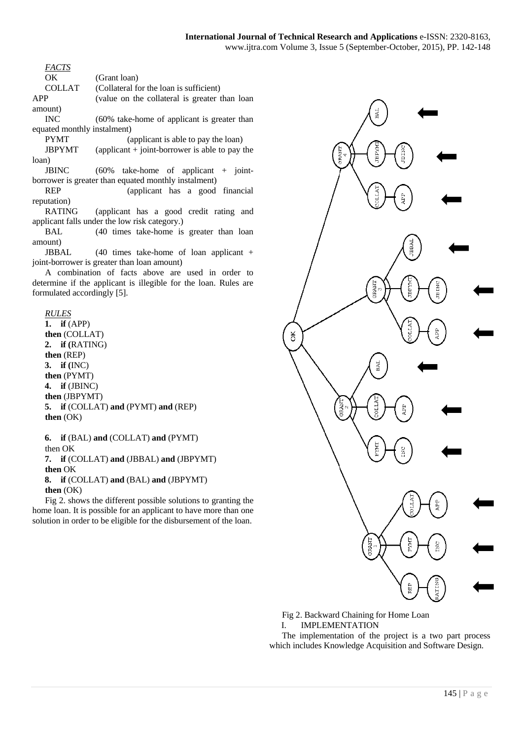*FACTS*

OK (Grant loan)

COLLAT (Collateral for the loan is sufficient)

APP (value on the collateral is greater than loan amount)

INC (60% take-home of applicant is greater than equated monthly instalment)

PYMT (applicant is able to pay the loan)

JBPYMT (applicant + joint-borrower is able to pay the loan)

JBINC (60% take-home of applicant + joint-borrower is greater than equated monthly instalment)

REP (applicant has a good financial reputation)

RATING (applicant has a good credit rating and applicant falls under the low risk category.)

BAL (40 times take-home is greater than loan amount)

JBBAL (40 times take-home of loan applicant + joint-borrower is greater than loan amount)

A combination of facts above are used in order to determine if the applicant is illegible for the loan. Rules are formulated accordingly [5].

*RULES*

**1. if** (APP)
**then** (COLLAT)
**2. if (**RATING)
**then** (REP)
**3. if (**INC)
**then** (PYMT)
**4. if** (JBINC)
**then** (JBPYMT)
**5. if** (COLLAT) **and** (PYMT) **and** (REP)
**then** (OK)

**6. if** (BAL) **and** (COLLAT) **and** (PYMT)
then OK
**7. if** (COLLAT) **and** (JBBAL) **and** (JBPYMT)
**then** OK
**8. if** (COLLAT) **and** (BAL) **and** (JBPYMT)
**then** (OK)

Fig 2. shows the different possible solutions to granting the home loan. It is possible for an applicant to have more than one solution in order to be eligible for the disbursement of the loan.

Fig 2. Backward Chaining for Home Loan

## I. IMPLEMENTATION

The implementation of the project is a two part process which includes Knowledge Acquisition and Software Design.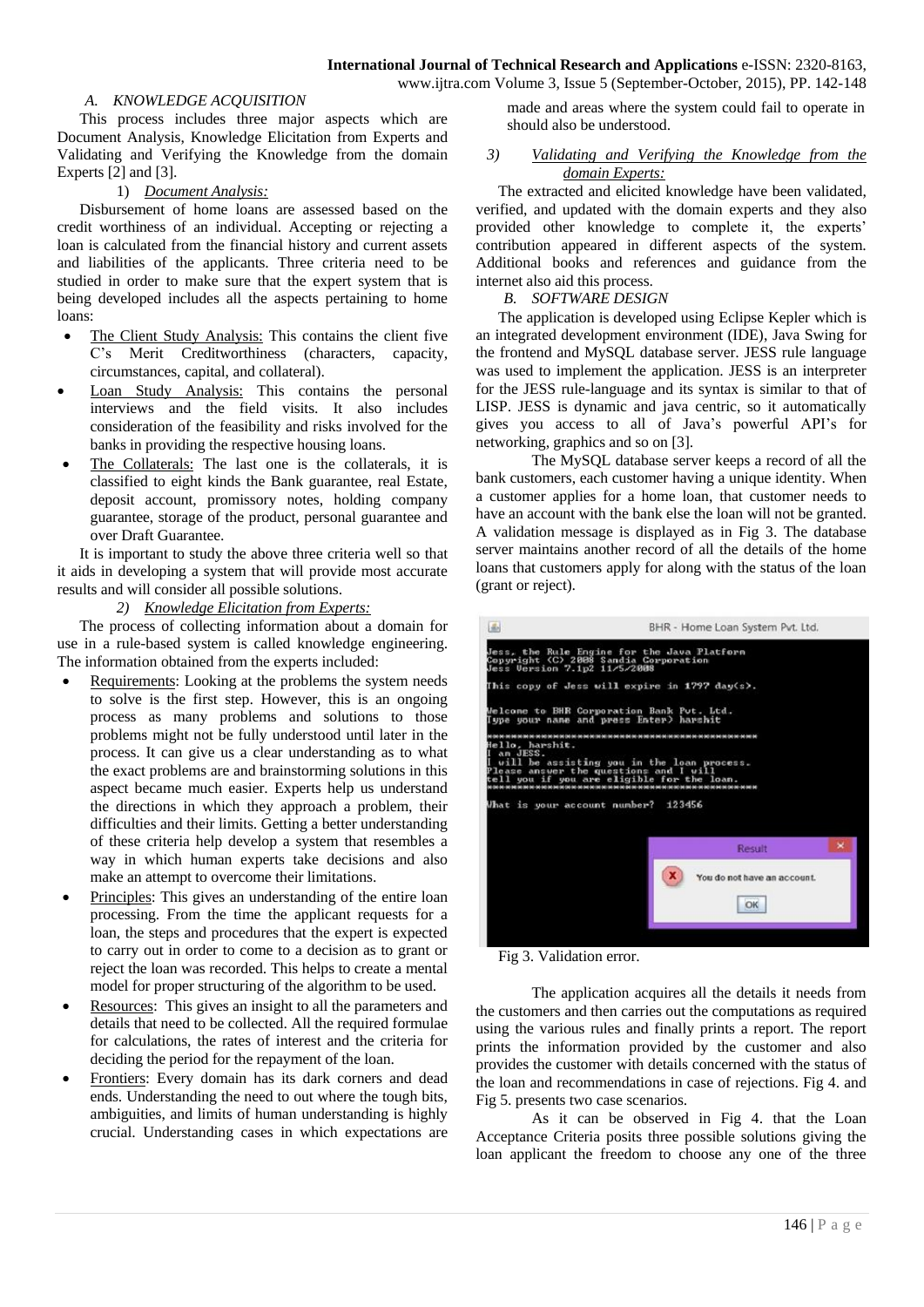### A. KNOWLEDGE ACQUISITION

This process includes three major aspects which are Document Analysis, Knowledge Elicitation from Experts and Validating and Verifying the Knowledge from the domain Experts [2] and [3].

#### 1) *Document Analysis:*

Disbursement of home loans are assessed based on the credit worthiness of an individual. Accepting or rejecting a loan is calculated from the financial history and current assets and liabilities of the applicants. Three criteria need to be studied in order to make sure that the expert system that is being developed includes all the aspects pertaining to home loans:

- The Client Study Analysis: This contains the client five C's Merit Creditworthiness (characters, capacity, circumstances, capital, and collateral).
- Loan Study Analysis: This contains the personal interviews and the field visits. It also includes consideration of the feasibility and risks involved for the banks in providing the respective housing loans.
- The Collaterals: The last one is the collaterals, it is classified to eight kinds the Bank guarantee, real Estate, deposit account, promissory notes, holding company guarantee, storage of the product, personal guarantee and over Draft Guarantee.

It is important to study the above three criteria well so that it aids in developing a system that will provide most accurate results and will consider all possible solutions.

#### 2) *Knowledge Elicitation from Experts:*

The process of collecting information about a domain for use in a rule-based system is called knowledge engineering. The information obtained from the experts included:

- Requirements: Looking at the problems the system needs to solve is the first step. However, this is an ongoing process as many problems and solutions to those problems might not be fully understood until later in the process. It can give us a clear understanding as to what the exact problems are and brainstorming solutions in this aspect became much easier. Experts help us understand the directions in which they approach a problem, their difficulties and their limits. Getting a better understanding of these criteria help develop a system that resembles a way in which human experts take decisions and also make an attempt to overcome their limitations.
- Principles: This gives an understanding of the entire loan processing. From the time the applicant requests for a loan, the steps and procedures that the expert is expected to carry out in order to come to a decision as to grant or reject the loan was recorded. This helps to create a mental model for proper structuring of the algorithm to be used.
- Resources: This gives an insight to all the parameters and details that need to be collected. All the required formulae for calculations, the rates of interest and the criteria for deciding the period for the repayment of the loan.
- Frontiers: Every domain has its dark corners and dead ends. Understanding the need to out where the tough bits, ambiguities, and limits of human understanding is highly crucial. Understanding cases in which expectations are made and areas where the system could fail to operate in should also be understood.

#### 3) *Validating and Verifying the Knowledge from the domain Experts:*

The extracted and elicited knowledge have been validated, verified, and updated with the domain experts and they also provided other knowledge to complete it, the experts' contribution appeared in different aspects of the system. Additional books and references and guidance from the internet also aid this process.

### B. SOFTWARE DESIGN

The application is developed using Eclipse Kepler which is an integrated development environment (IDE), Java Swing for the frontend and MySQL database server. JESS rule language was used to implement the application. JESS is an interpreter for the JESS rule-language and its syntax is similar to that of LISP. JESS is dynamic and java centric, so it automatically gives you access to all of Java's powerful API's for networking, graphics and so on [3].

The MySQL database server keeps a record of all the bank customers, each customer having a unique identity. When a customer applies for a home loan, that customer needs to have an account with the bank else the loan will not be granted. A validation message is displayed as in Fig 3. The database server maintains another record of all the details of the home loans that customers apply for along with the status of the loan (grant or reject).

Fig 3. Validation error.

The application acquires all the details it needs from the customers and then carries out the computations as required using the various rules and finally prints a report. The report prints the information provided by the customer and also provides the customer with details concerned with the status of the loan and recommendations in case of rejections. Fig 4. and Fig 5. presents two case scenarios.

As it can be observed in Fig 4. that the Loan Acceptance Criteria posits three possible solutions giving the loan applicant the freedom to choose any one of the three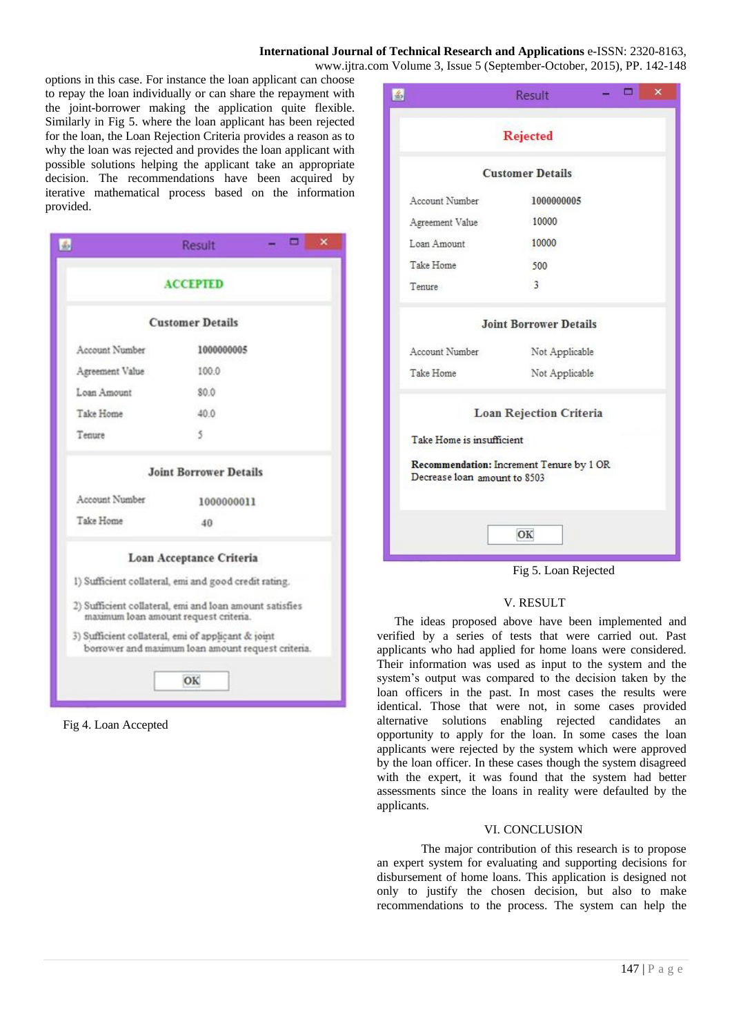options in this case. For instance the loan applicant can choose to repay the loan individually or can share the repayment with the joint-borrower making the application quite flexible. Similarly in Fig 5. where the loan applicant has been rejected for the loan, the Loan Rejection Criteria provides a reason as to why the loan was rejected and provides the loan applicant with possible solutions helping the applicant take an appropriate decision. The recommendations have been acquired by iterative mathematical process based on the information provided.

Result

ACCEPTED

Customer Details

| | |
|---|---|
| Account Number | 1000000005 |
| Agreement Value | 100.0 |
| Loan Amount | 80.0 |
| Take Home | 40.0 |
| Tenure | 5 |

Joint Borrower Details

| | |
|---|---|
| Account Number | 1000000011 |
| Take Home | 40 |

Loan Acceptance Criteria

1) Sufficient collateral, emi and good credit rating.
2) Sufficient collateral, emi and loan amount satisfies maximum loan amount request criteria.
3) Sufficient collateral, emi of applicant & joint borrower and maximum loan amount request criteria.

OK

Fig 4. Loan Accepted

Result

Rejected

Customer Details

| | |
|---|---|
| Account Number | 1000000005 |
| Agreement Value | 10000 |
| Loan Amount | 10000 |
| Take Home | 500 |
| Tenure | 3 |

Joint Borrower Details

| | |
|---|---|
| Account Number | Not Applicable |
| Take Home | Not Applicable |

Loan Rejection Criteria

Take Home is insufficient

**Recommendation:** Increment Tenure by 1 OR Decrease loan amount to 8503

OK

Fig 5. Loan Rejected

## V. RESULT

The ideas proposed above have been implemented and verified by a series of tests that were carried out. Past applicants who had applied for home loans were considered. Their information was used as input to the system and the system's output was compared to the decision taken by the loan officers in the past. In most cases the results were identical. Those that were not, in some cases provided alternative solutions enabling rejected candidates an opportunity to apply for the loan. In some cases the loan applicants were rejected by the system which were approved by the loan officer. In these cases though the system disagreed with the expert, it was found that the system had better assessments since the loans in reality were defaulted by the applicants.

## VI. CONCLUSION

The major contribution of this research is to propose an expert system for evaluating and supporting decisions for disbursement of home loans. This application is designed not only to justify the chosen decision, but also to make recommendations to the process. The system can help the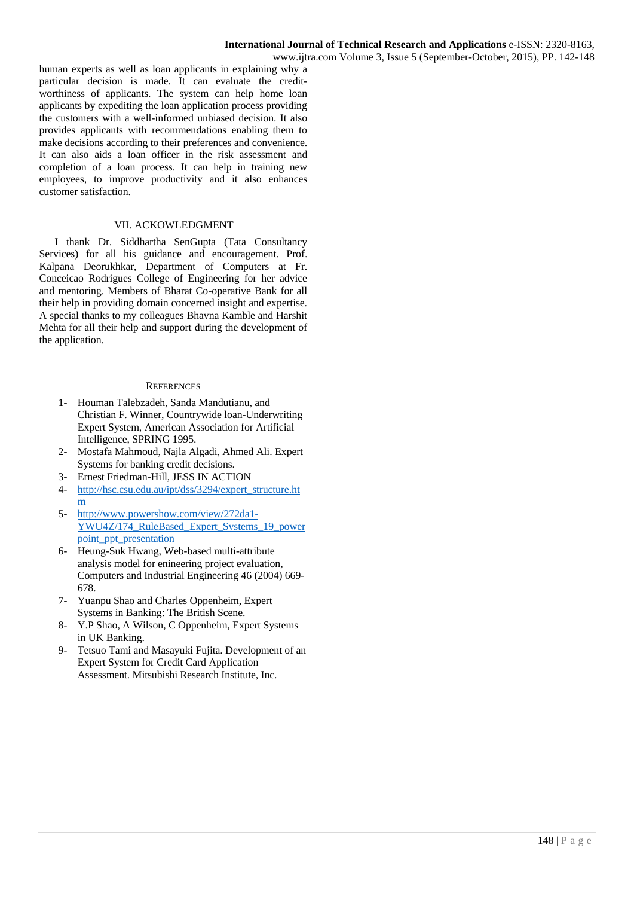human experts as well as loan applicants in explaining why a particular decision is made. It can evaluate the credit-worthiness of applicants. The system can help home loan applicants by expediting the loan application process providing the customers with a well-informed unbiased decision. It also provides applicants with recommendations enabling them to make decisions according to their preferences and convenience. It can also aids a loan officer in the risk assessment and completion of a loan process. It can help in training new employees, to improve productivity and it also enhances customer satisfaction.

## VII. ACKOWLEDGMENT

I thank Dr. Siddhartha SenGupta (Tata Consultancy Services) for all his guidance and encouragement. Prof. Kalpana Deorukhkar, Department of Computers at Fr. Conceicao Rodrigues College of Engineering for her advice and mentoring. Members of Bharat Co-operative Bank for all their help in providing domain concerned insight and expertise. A special thanks to my colleagues Bhavna Kamble and Harshit Mehta for all their help and support during the development of the application.

## REFERENCES

1- Houman Talebzadeh, Sanda Mandutianu, and Christian F. Winner, Countrywide loan-Underwriting Expert System, American Association for Artificial Intelligence, SPRING 1995.

2- Mostafa Mahmoud, Najla Algadi, Ahmed Ali. Expert Systems for banking credit decisions.

3- Ernest Friedman-Hill, JESS IN ACTION

4- http://hsc.csu.edu.au/ipt/dss/3294/expert_structure.htm

5- http://www.powershow.com/view/272da1-YWU4Z/174_RuleBased_Expert_Systems_19_powerpoint_ppt_presentation

6- Heung-Suk Hwang, Web-based multi-attribute analysis model for enineering project evaluation, Computers and Industrial Engineering 46 (2004) 669-678.

7- Yuanpu Shao and Charles Oppenheim, Expert Systems in Banking: The British Scene.

8- Y.P Shao, A Wilson, C Oppenheim, Expert Systems in UK Banking.

9- Tetsuo Tami and Masayuki Fujita. Development of an Expert System for Credit Card Application Assessment. Mitsubishi Research Institute, Inc.